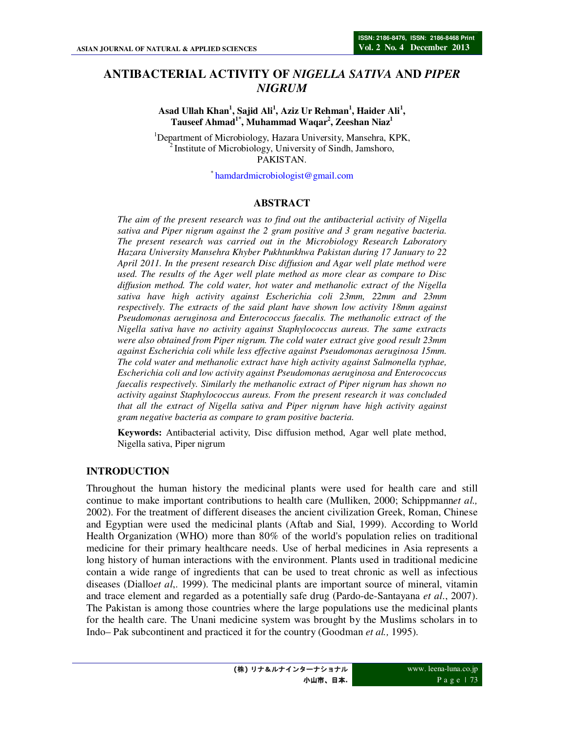# ANTIBACTERIAL ACTIVITY OF *NIGELLA SATIVA* AND *PIPER NIGRUM*

**Asad Ullah Khan[1], Sajid Ali[1], Aziz Ur Rehman[1], Haider Ali[1], Tauseef Ahmad[1*], Muhammad Waqar[2], Zeeshan Niaz[1]**

[1]Department of Microbiology, Hazara University, Mansehra, KPK,
[2]Institute of Microbiology, University of Sindh, Jamshoro,
PAKISTAN.

[*] hamdardmicrobiologist@gmail.com

## ABSTRACT

*The aim of the present research was to find out the antibacterial activity of Nigella sativa and Piper nigrum against the 2 gram positive and 3 gram negative bacteria. The present research was carried out in the Microbiology Research Laboratory Hazara University Mansehra Khyber Pukhtunkhwa Pakistan during 17 January to 22 April 2011. In the present research Disc diffusion and Agar well plate method were used. The results of the Ager well plate method as more clear as compare to Disc diffusion method. The cold water, hot water and methanolic extract of the Nigella sativa have high activity against Escherichia coli 23mm, 22mm and 23mm respectively. The extracts of the said plant have shown low activity 18mm against Pseudomonas aeruginosa and Enterococcus faecalis. The methanolic extract of the Nigella sativa have no activity against Staphylococcus aureus. The same extracts were also obtained from Piper nigrum. The cold water extract give good result 23mm against Escherichia coli while less effective against Pseudomonas aeruginosa 15mm. The cold water and methanolic extract have high activity against Salmonella typhae, Escherichia coli and low activity against Pseudomonas aeruginosa and Enterococcus faecalis respectively. Similarly the methanolic extract of Piper nigrum has shown no activity against Staphylococcus aureus. From the present research it was concluded that all the extract of Nigella sativa and Piper nigrum have high activity against gram negative bacteria as compare to gram positive bacteria.*

**Keywords:** Antibacterial activity, Disc diffusion method, Agar well plate method, Nigella sativa, Piper nigrum

## INTRODUCTION

Throughout the human history the medicinal plants were used for health care and still continue to make important contributions to health care (Mulliken, 2000; Schippmann*et al.,* 2002). For the treatment of different diseases the ancient civilization Greek, Roman, Chinese and Egyptian were used the medicinal plants (Aftab and Sial, 1999). According to World Health Organization (WHO) more than 80% of the world's population relies on traditional medicine for their primary healthcare needs. Use of herbal medicines in Asia represents a long history of human interactions with the environment. Plants used in traditional medicine contain a wide range of ingredients that can be used to treat chronic as well as infectious diseases (Diallo*et al*,. 1999). The medicinal plants are important source of mineral, vitamin and trace element and regarded as a potentially safe drug (Pardo-de-Santayana *et al*., 2007). The Pakistan is among those countries where the large populations use the medicinal plants for the health care. The Unani medicine system was brought by the Muslims scholars in to Indo– Pak subcontinent and practiced it for the country (Goodman *et al.,* 1995).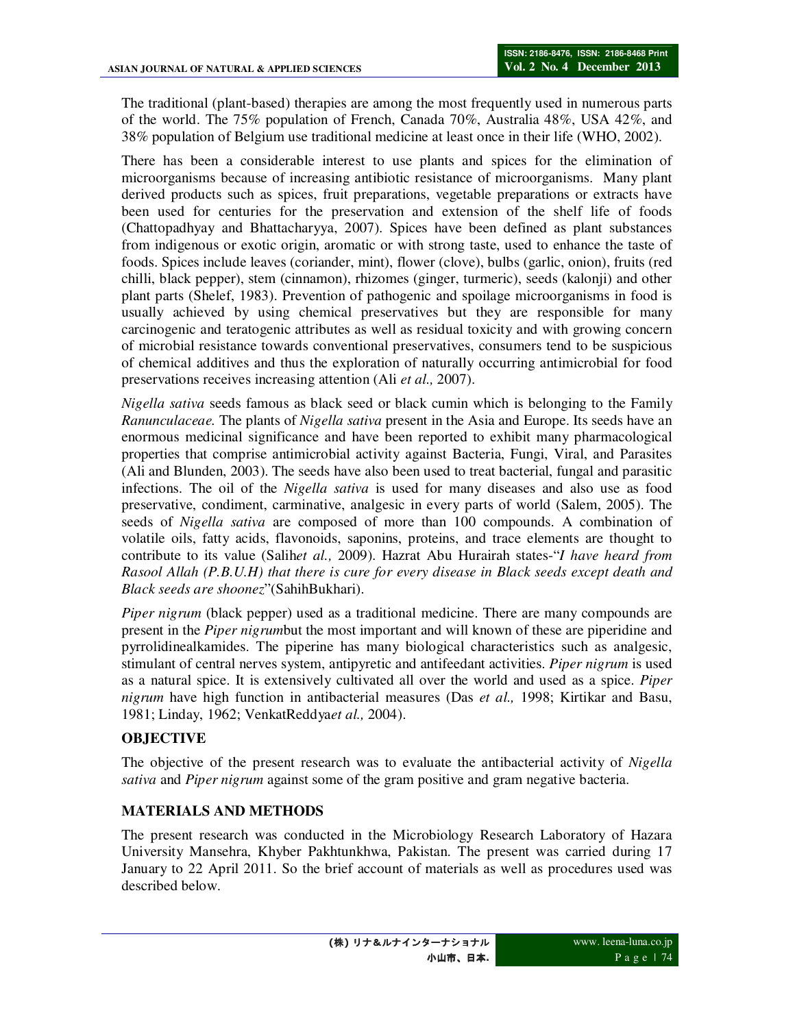The traditional (plant-based) therapies are among the most frequently used in numerous parts of the world. The 75% population of French, Canada 70%, Australia 48%, USA 42%, and 38% population of Belgium use traditional medicine at least once in their life (WHO, 2002).

There has been a considerable interest to use plants and spices for the elimination of microorganisms because of increasing antibiotic resistance of microorganisms. Many plant derived products such as spices, fruit preparations, vegetable preparations or extracts have been used for centuries for the preservation and extension of the shelf life of foods (Chattopadhyay and Bhattacharyya, 2007). Spices have been defined as plant substances from indigenous or exotic origin, aromatic or with strong taste, used to enhance the taste of foods. Spices include leaves (coriander, mint), flower (clove), bulbs (garlic, onion), fruits (red chilli, black pepper), stem (cinnamon), rhizomes (ginger, turmeric), seeds (kalonji) and other plant parts (Shelef, 1983). Prevention of pathogenic and spoilage microorganisms in food is usually achieved by using chemical preservatives but they are responsible for many carcinogenic and teratogenic attributes as well as residual toxicity and with growing concern of microbial resistance towards conventional preservatives, consumers tend to be suspicious of chemical additives and thus the exploration of naturally occurring antimicrobial for food preservations receives increasing attention (Ali *et al.,* 2007).

*Nigella sativa* seeds famous as black seed or black cumin which is belonging to the Family *Ranunculaceae.* The plants of *Nigella sativa* present in the Asia and Europe. Its seeds have an enormous medicinal significance and have been reported to exhibit many pharmacological properties that comprise antimicrobial activity against Bacteria, Fungi, Viral, and Parasites (Ali and Blunden, 2003). The seeds have also been used to treat bacterial, fungal and parasitic infections. The oil of the *Nigella sativa* is used for many diseases and also use as food preservative, condiment, carminative, analgesic in every parts of world (Salem, 2005). The seeds of *Nigella sativa* are composed of more than 100 compounds. A combination of volatile oils, fatty acids, flavonoids, saponins, proteins, and trace elements are thought to contribute to its value (Salih*et al.,* 2009). Hazrat Abu Hurairah states-"*I have heard from Rasool Allah (P.B.U.H) that there is cure for every disease in Black seeds except death and Black seeds are shoonez*"(SahihBukhari).

*Piper nigrum* (black pepper) used as a traditional medicine. There are many compounds are present in the *Piper nigrum*but the most important and will known of these are piperidine and pyrrolidinealkamides. The piperine has many biological characteristics such as analgesic, stimulant of central nerves system, antipyretic and antifeedant activities. *Piper nigrum* is used as a natural spice. It is extensively cultivated all over the world and used as a spice. *Piper nigrum* have high function in antibacterial measures (Das *et al.,* 1998; Kirtikar and Basu, 1981; Linday, 1962; VenkatReddya*et al.,* 2004).

## OBJECTIVE

The objective of the present research was to evaluate the antibacterial activity of *Nigella sativa* and *Piper nigrum* against some of the gram positive and gram negative bacteria.

## MATERIALS AND METHODS

The present research was conducted in the Microbiology Research Laboratory of Hazara University Mansehra, Khyber Pakhtunkhwa, Pakistan. The present was carried during 17 January to 22 April 2011. So the brief account of materials as well as procedures used was described below.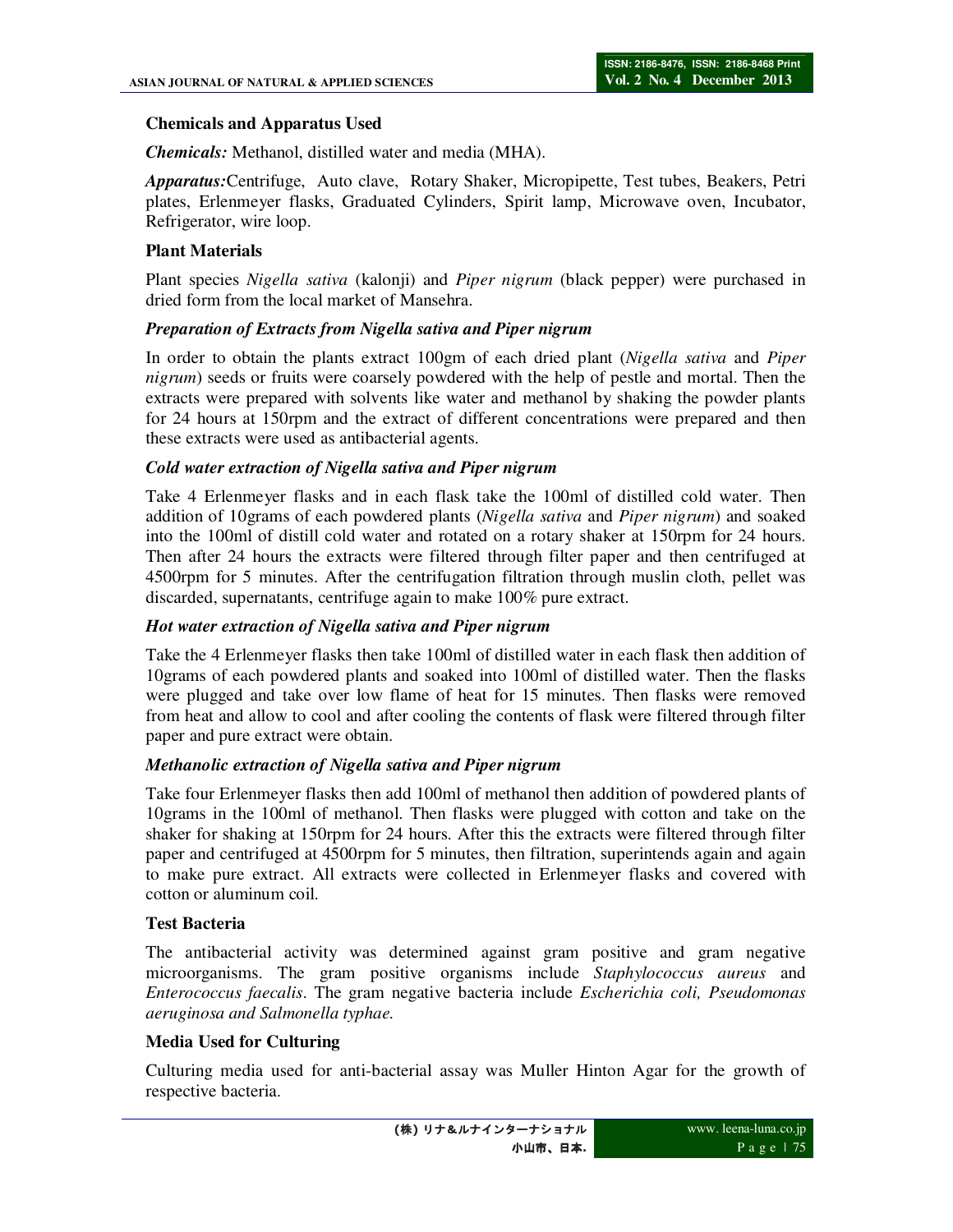**Chemicals and Apparatus Used**

***Chemicals:*** Methanol, distilled water and media (MHA).

***Apparatus:***Centrifuge, Auto clave, Rotary Shaker, Micropipette, Test tubes, Beakers, Petri plates, Erlenmeyer flasks, Graduated Cylinders, Spirit lamp, Microwave oven, Incubator, Refrigerator, wire loop.

**Plant Materials**

Plant species *Nigella sativa* (kalonji) and *Piper nigrum* (black pepper) were purchased in dried form from the local market of Mansehra.

***Preparation of Extracts from Nigella sativa and Piper nigrum***

In order to obtain the plants extract 100gm of each dried plant (*Nigella sativa* and *Piper nigrum*) seeds or fruits were coarsely powdered with the help of pestle and mortal. Then the extracts were prepared with solvents like water and methanol by shaking the powder plants for 24 hours at 150rpm and the extract of different concentrations were prepared and then these extracts were used as antibacterial agents.

***Cold water extraction of Nigella sativa and Piper nigrum***

Take 4 Erlenmeyer flasks and in each flask take the 100ml of distilled cold water. Then addition of 10grams of each powdered plants (*Nigella sativa* and *Piper nigrum*) and soaked into the 100ml of distill cold water and rotated on a rotary shaker at 150rpm for 24 hours. Then after 24 hours the extracts were filtered through filter paper and then centrifuged at 4500rpm for 5 minutes. After the centrifugation filtration through muslin cloth, pellet was discarded, supernatants, centrifuge again to make 100% pure extract.

***Hot water extraction of Nigella sativa and Piper nigrum***

Take the 4 Erlenmeyer flasks then take 100ml of distilled water in each flask then addition of 10grams of each powdered plants and soaked into 100ml of distilled water. Then the flasks were plugged and take over low flame of heat for 15 minutes. Then flasks were removed from heat and allow to cool and after cooling the contents of flask were filtered through filter paper and pure extract were obtain.

***Methanolic extraction of Nigella sativa and Piper nigrum***

Take four Erlenmeyer flasks then add 100ml of methanol then addition of powdered plants of 10grams in the 100ml of methanol. Then flasks were plugged with cotton and take on the shaker for shaking at 150rpm for 24 hours. After this the extracts were filtered through filter paper and centrifuged at 4500rpm for 5 minutes, then filtration, superintends again and again to make pure extract. All extracts were collected in Erlenmeyer flasks and covered with cotton or aluminum coil.

**Test Bacteria**

The antibacterial activity was determined against gram positive and gram negative microorganisms. The gram positive organisms include *Staphylococcus aureus* and *Enterococcus faecalis*. The gram negative bacteria include *Escherichia coli, Pseudomonas aeruginosa and Salmonella typhae.*

**Media Used for Culturing**

Culturing media used for anti-bacterial assay was Muller Hinton Agar for the growth of respective bacteria.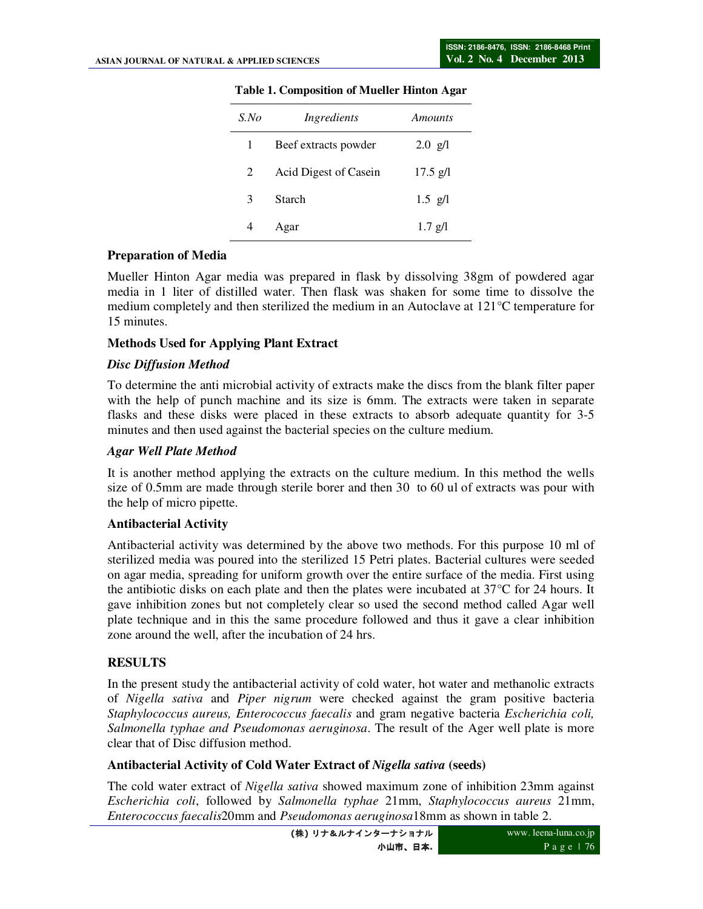**Table 1. Composition of Mueller Hinton Agar**

| *S.No* | *Ingredients* | *Amounts* |
|---|---|---|
| 1 | Beef extracts powder | 2.0 g/l |
| 2 | Acid Digest of Casein | 17.5 g/l |
| 3 | Starch | 1.5 g/l |
| 4 | Agar | 1.7 g/l |

**Preparation of Media**

Mueller Hinton Agar media was prepared in flask by dissolving 38gm of powdered agar media in 1 liter of distilled water. Then flask was shaken for some time to dissolve the medium completely and then sterilized the medium in an Autoclave at 121°C temperature for 15 minutes.

**Methods Used for Applying Plant Extract**

***Disc Diffusion Method***

To determine the anti microbial activity of extracts make the discs from the blank filter paper with the help of punch machine and its size is 6mm. The extracts were taken in separate flasks and these disks were placed in these extracts to absorb adequate quantity for 3-5 minutes and then used against the bacterial species on the culture medium.

***Agar Well Plate Method***

It is another method applying the extracts on the culture medium. In this method the wells size of 0.5mm are made through sterile borer and then 30 to 60 ul of extracts was pour with the help of micro pipette.

**Antibacterial Activity**

Antibacterial activity was determined by the above two methods. For this purpose 10 ml of sterilized media was poured into the sterilized 15 Petri plates. Bacterial cultures were seeded on agar media, spreading for uniform growth over the entire surface of the media. First using the antibiotic disks on each plate and then the plates were incubated at 37°C for 24 hours. It gave inhibition zones but not completely clear so used the second method called Agar well plate technique and in this the same procedure followed and thus it gave a clear inhibition zone around the well, after the incubation of 24 hrs.

## RESULTS

In the present study the antibacterial activity of cold water, hot water and methanolic extracts of *Nigella sativa* and *Piper nigrum* were checked against the gram positive bacteria *Staphylococcus aureus, Enterococcus faecalis* and gram negative bacteria *Escherichia coli, Salmonella typhae and Pseudomonas aeruginosa*. The result of the Ager well plate is more clear that of Disc diffusion method.

**Antibacterial Activity of Cold Water Extract of *Nigella sativa* (seeds)**

The cold water extract of *Nigella sativa* showed maximum zone of inhibition 23mm against *Escherichia coli*, followed by *Salmonella typhae* 21mm, *Staphylococcus aureus* 21mm, *Enterococcus faecalis*20mm and *Pseudomonas aeruginosa*18mm as shown in table 2.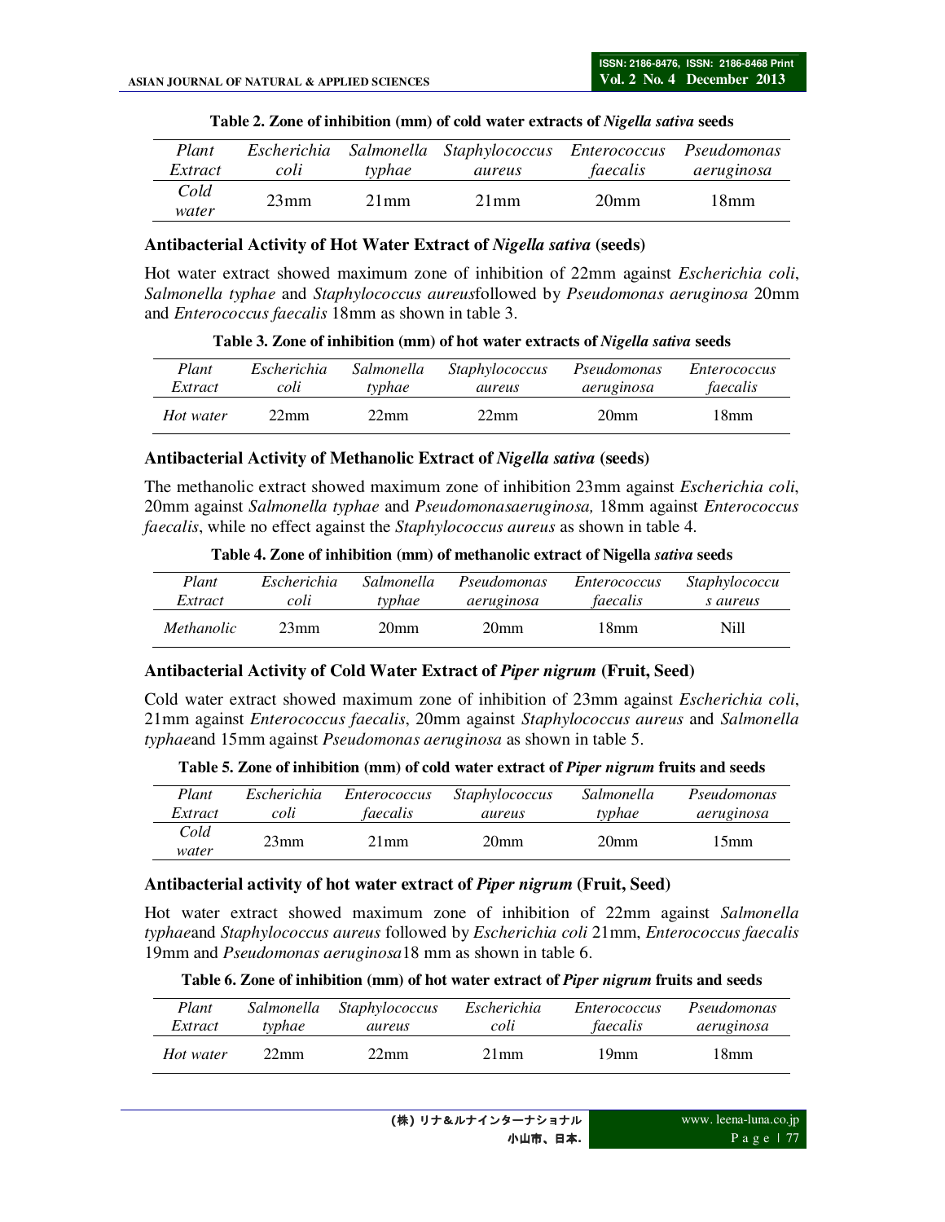**Table 2. Zone of inhibition (mm) of cold water extracts of *Nigella sativa* seeds**

| *Plant Extract* | *Escherichia coli* | *Salmonella typhae* | *Staphylococcus aureus* | *Enterococcus faecalis* | *Pseudomonas aeruginosa* |
|---|---|---|---|---|---|
| *Cold water* | 23mm | 21mm | 21mm | 20mm | 18mm |

### Antibacterial Activity of Hot Water Extract of *Nigella sativa* (seeds)

Hot water extract showed maximum zone of inhibition of 22mm against *Escherichia coli*, *Salmonella typhae* and *Staphylococcus aureus*followed by *Pseudomonas aeruginosa* 20mm and *Enterococcus faecalis* 18mm as shown in table 3.

**Table 3. Zone of inhibition (mm) of hot water extracts of *Nigella sativa* seeds**

| *Plant Extract* | *Escherichia coli* | *Salmonella typhae* | *Staphylococcus aureus* | *Pseudomonas aeruginosa* | *Enterococcus faecalis* |
|---|---|---|---|---|---|
| *Hot water* | 22mm | 22mm | 22mm | 20mm | 18mm |

### Antibacterial Activity of Methanolic Extract of *Nigella sativa* (seeds)

The methanolic extract showed maximum zone of inhibition 23mm against *Escherichia coli*, 20mm against *Salmonella typhae* and *Pseudomonasaeruginosa,* 18mm against *Enterococcus faecalis*, while no effect against the *Staphylococcus aureus* as shown in table 4.

**Table 4. Zone of inhibition (mm) of methanolic extract of Nigella *sativa* seeds**

| *Plant Extract* | *Escherichia coli* | *Salmonella typhae* | *Pseudomonas aeruginosa* | *Enterococcus faecalis* | *Staphylococcu s aureus* |
|---|---|---|---|---|---|
| *Methanolic* | 23mm | 20mm | 20mm | 18mm | Nill |

### Antibacterial Activity of Cold Water Extract of *Piper nigrum* (Fruit, Seed)

Cold water extract showed maximum zone of inhibition of 23mm against *Escherichia coli*, 21mm against *Enterococcus faecalis*, 20mm against *Staphylococcus aureus* and *Salmonella typhae*and 15mm against *Pseudomonas aeruginosa* as shown in table 5.

**Table 5. Zone of inhibition (mm) of cold water extract of *Piper nigrum* fruits and seeds**

| *Plant Extract* | *Escherichia coli* | *Enterococcus faecalis* | *Staphylococcus aureus* | *Salmonella typhae* | *Pseudomonas aeruginosa* |
|---|---|---|---|---|---|
| *Cold water* | 23mm | 21mm | 20mm | 20mm | 15mm |

### Antibacterial activity of hot water extract of *Piper nigrum* (Fruit, Seed)

Hot water extract showed maximum zone of inhibition of 22mm against *Salmonella typhae*and *Staphylococcus aureus* followed by *Escherichia coli* 21mm, *Enterococcus faecalis* 19mm and *Pseudomonas aeruginosa*18 mm as shown in table 6.

**Table 6. Zone of inhibition (mm) of hot water extract of *Piper nigrum* fruits and seeds**

| *Plant Extract* | *Salmonella typhae* | *Staphylococcus aureus* | *Escherichia coli* | *Enterococcus faecalis* | *Pseudomonas aeruginosa* |
|---|---|---|---|---|---|
| *Hot water* | 22mm | 22mm | 21mm | 19mm | 18mm |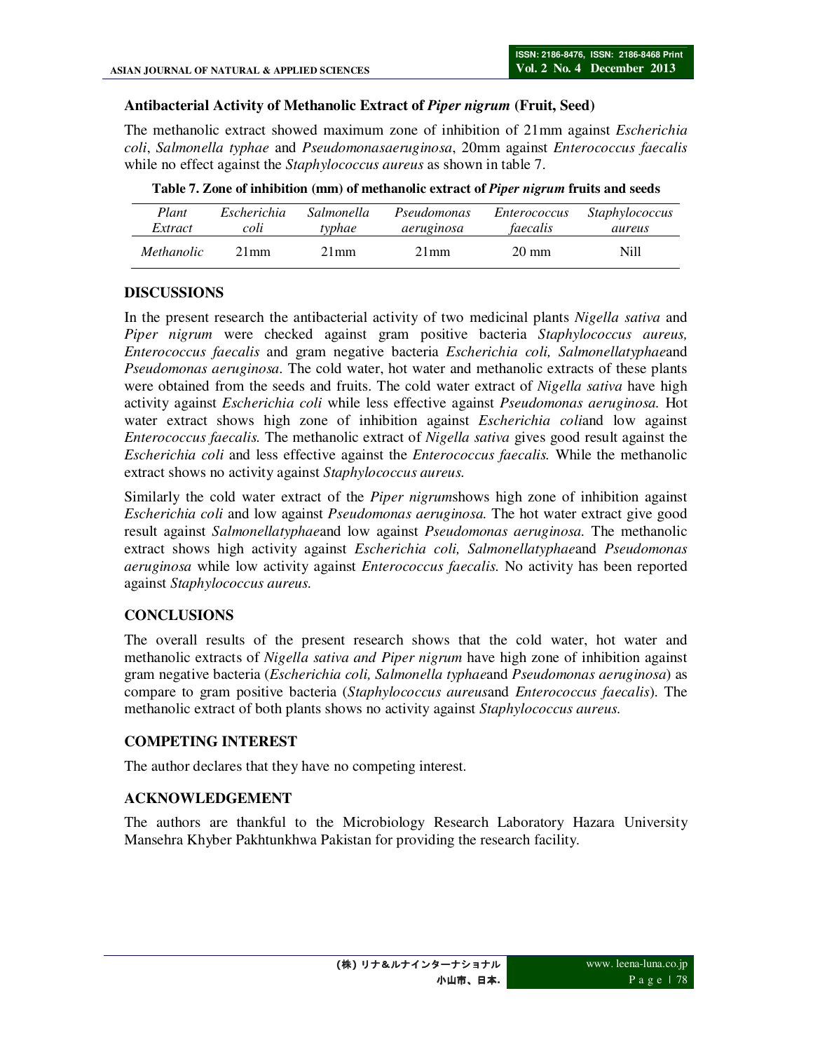### Antibacterial Activity of Methanolic Extract of *Piper nigrum* (Fruit, Seed)

The methanolic extract showed maximum zone of inhibition of 21mm against *Escherichia coli*, *Salmonella typhae* and *Pseudomonasaeruginosa*, 20mm against *Enterococcus faecalis* while no effect against the *Staphylococcus aureus* as shown in table 7.

**Table 7. Zone of inhibition (mm) of methanolic extract of *Piper nigrum* fruits and seeds**

| *Plant Extract* | *Escherichia coli* | *Salmonella typhae* | *Pseudomonas aeruginosa* | *Enterococcus faecalis* | *Staphylococcus aureus* |
|---|---|---|---|---|---|
| *Methanolic* | 21mm | 21mm | 21mm | 20 mm | Nill |

## DISCUSSIONS

In the present research the antibacterial activity of two medicinal plants *Nigella sativa* and *Piper nigrum* were checked against gram positive bacteria *Staphylococcus aureus, Enterococcus faecalis* and gram negative bacteria *Escherichia coli, Salmonellatyphae*and *Pseudomonas aeruginosa*. The cold water, hot water and methanolic extracts of these plants were obtained from the seeds and fruits. The cold water extract of *Nigella sativa* have high activity against *Escherichia coli* while less effective against *Pseudomonas aeruginosa.* Hot water extract shows high zone of inhibition against *Escherichia coli*and low against *Enterococcus faecalis.* The methanolic extract of *Nigella sativa* gives good result against the *Escherichia coli* and less effective against the *Enterococcus faecalis.* While the methanolic extract shows no activity against *Staphylococcus aureus.*

Similarly the cold water extract of the *Piper nigrum*shows high zone of inhibition against *Escherichia coli* and low against *Pseudomonas aeruginosa.* The hot water extract give good result against *Salmonellatyphae*and low against *Pseudomonas aeruginosa.* The methanolic extract shows high activity against *Escherichia coli, Salmonellatyphae*and *Pseudomonas aeruginosa* while low activity against *Enterococcus faecalis.* No activity has been reported against *Staphylococcus aureus.*

## CONCLUSIONS

The overall results of the present research shows that the cold water, hot water and methanolic extracts of *Nigella sativa and Piper nigrum* have high zone of inhibition against gram negative bacteria (*Escherichia coli, Salmonella typhae*and *Pseudomonas aeruginosa*) as compare to gram positive bacteria (*Staphylococcus aureus*and *Enterococcus faecalis*). The methanolic extract of both plants shows no activity against *Staphylococcus aureus.*

## COMPETING INTEREST

The author declares that they have no competing interest.

## ACKNOWLEDGEMENT

The authors are thankful to the Microbiology Research Laboratory Hazara University Mansehra Khyber Pakhtunkhwa Pakistan for providing the research facility.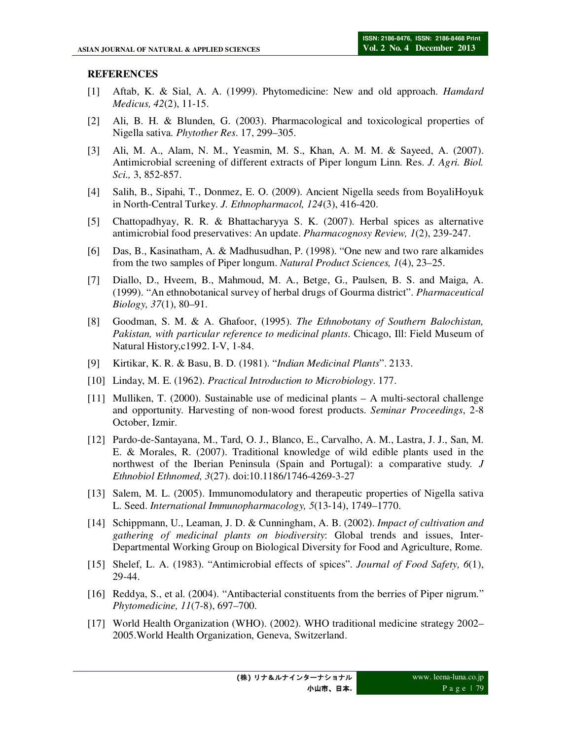## REFERENCES

[1] Aftab, K. & Sial, A. A. (1999). Phytomedicine: New and old approach. *Hamdard Medicus, 42*(2), 11-15.

[2] Ali, B. H. & Blunden, G. (2003). Pharmacological and toxicological properties of Nigella sativa. *Phytother Res*. 17, 299–305.

[3] Ali, M. A., Alam, N. M., Yeasmin, M. S., Khan, A. M. M. & Sayeed, A. (2007). Antimicrobial screening of different extracts of Piper longum Linn. Res. *J. Agri. Biol. Sci.,* 3, 852-857.

[4] Salih, B., Sipahi, T., Donmez, E. O. (2009). Ancient Nigella seeds from BoyaliHoyuk in North-Central Turkey. *J. Ethnopharmacol, 124*(3), 416-420.

[5] Chattopadhyay, R. R. & Bhattacharyya S. K. (2007). Herbal spices as alternative antimicrobial food preservatives: An update. *Pharmacognosy Review, 1*(2), 239-247.

[6] Das, B., Kasinatham, A. & Madhusudhan, P. (1998). "One new and two rare alkamides from the two samples of Piper longum. *Natural Product Sciences, 1*(4), 23–25.

[7] Diallo, D., Hveem, B., Mahmoud, M. A., Betge, G., Paulsen, B. S. and Maiga, A. (1999). "An ethnobotanical survey of herbal drugs of Gourma district". *Pharmaceutical Biology, 37*(1), 80–91.

[8] Goodman, S. M. & A. Ghafoor, (1995). *The Ethnobotany of Southern Balochistan, Pakistan, with particular reference to medicinal plants*. Chicago, Ill: Field Museum of Natural History,c1992. I-V, 1-84.

[9] Kirtikar, K. R. & Basu, B. D. (1981). "*Indian Medicinal Plants*". 2133.

[10] Linday, M. E. (1962). *Practical Introduction to Microbiology*. 177.

[11] Mulliken, T. (2000). Sustainable use of medicinal plants – A multi-sectoral challenge and opportunity. Harvesting of non-wood forest products. *Seminar Proceedings*, 2-8 October, Izmir.

[12] Pardo-de-Santayana, M., Tard, O. J., Blanco, E., Carvalho, A. M., Lastra, J. J., San, M. E. & Morales, R. (2007). Traditional knowledge of wild edible plants used in the northwest of the Iberian Peninsula (Spain and Portugal): a comparative study. *J Ethnobiol Ethnomed, 3*(27). doi:10.1186/1746-4269-3-27

[13] Salem, M. L. (2005). Immunomodulatory and therapeutic properties of Nigella sativa L. Seed. *International Immunopharmacology, 5*(13-14), 1749–1770.

[14] Schippmann, U., Leaman, J. D. & Cunningham, A. B. (2002). *Impact of cultivation and gathering of medicinal plants on biodiversity*: Global trends and issues, Inter-Departmental Working Group on Biological Diversity for Food and Agriculture, Rome.

[15] Shelef, L. A. (1983). "Antimicrobial effects of spices". *Journal of Food Safety, 6*(1), 29-44.

[16] Reddya, S., et al. (2004). "Antibacterial constituents from the berries of Piper nigrum." *Phytomedicine, 11*(7-8), 697–700.

[17] World Health Organization (WHO). (2002). WHO traditional medicine strategy 2002–2005.World Health Organization, Geneva, Switzerland.